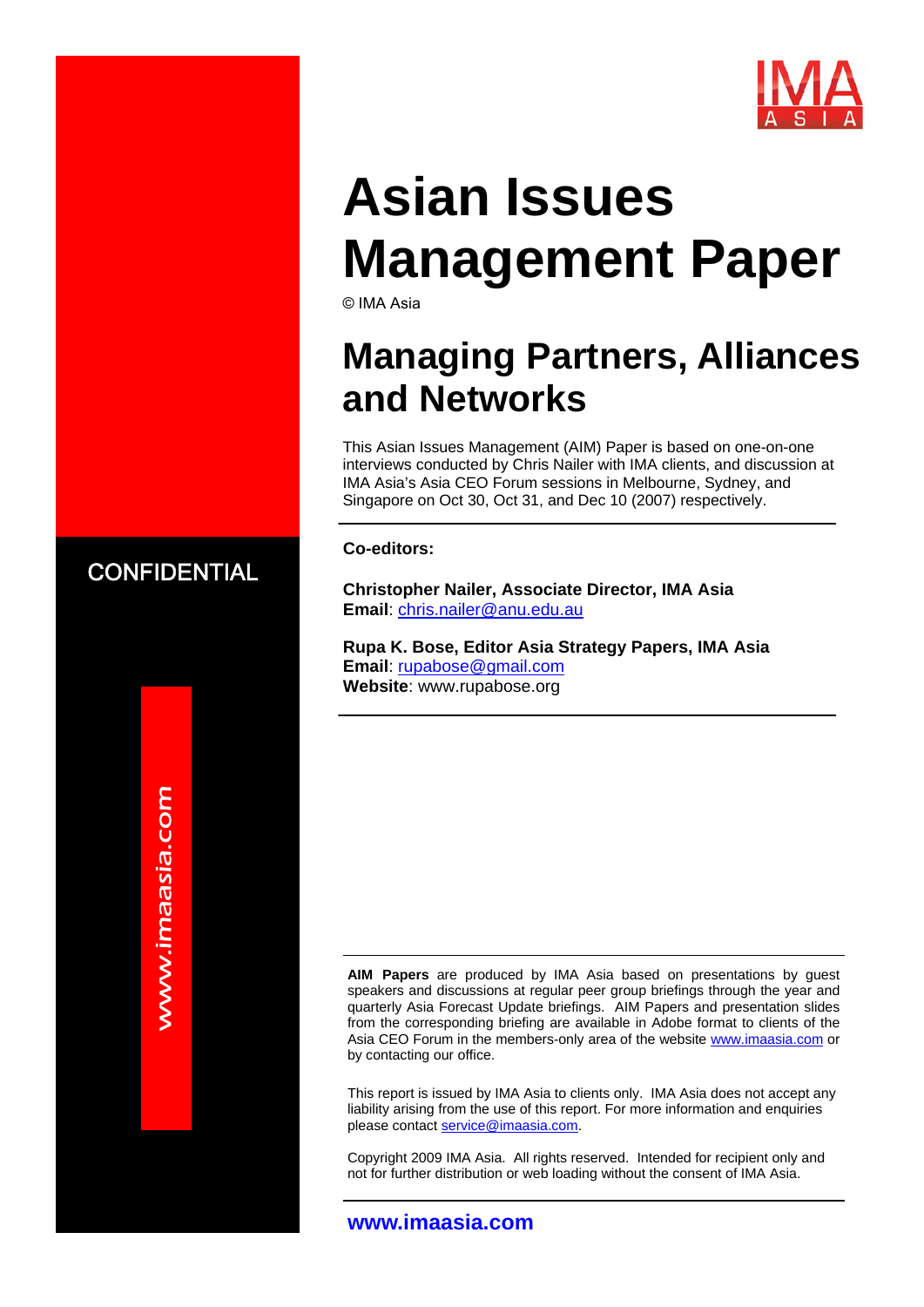IMA ASIA

# Asian Issues Management Paper

© IMA Asia

## Managing Partners, Alliances and Networks

This Asian Issues Management (AIM) Paper is based on one-on-one interviews conducted by Chris Nailer with IMA clients, and discussion at IMA Asia's Asia CEO Forum sessions in Melbourne, Sydney, and Singapore on Oct 30, Oct 31, and Dec 10 (2007) respectively.

CONFIDENTIAL

**Co-editors:**

**Christopher Nailer, Associate Director, IMA Asia**
**Email**: chris.nailer@anu.edu.au

**Rupa K. Bose, Editor Asia Strategy Papers, IMA Asia**
**Email**: rupabose@gmail.com
**Website**: www.rupabose.org

**AIM Papers** are produced by IMA Asia based on presentations by guest speakers and discussions at regular peer group briefings through the year and quarterly Asia Forecast Update briefings. AIM Papers and presentation slides from the corresponding briefing are available in Adobe format to clients of the Asia CEO Forum in the members-only area of the website www.imaasia.com or by contacting our office.

This report is issued by IMA Asia to clients only. IMA Asia does not accept any liability arising from the use of this report. For more information and enquiries please contact service@imaasia.com.

Copyright 2009 IMA Asia. All rights reserved. Intended for recipient only and not for further distribution or web loading without the consent of IMA Asia.

**www.imaasia.com**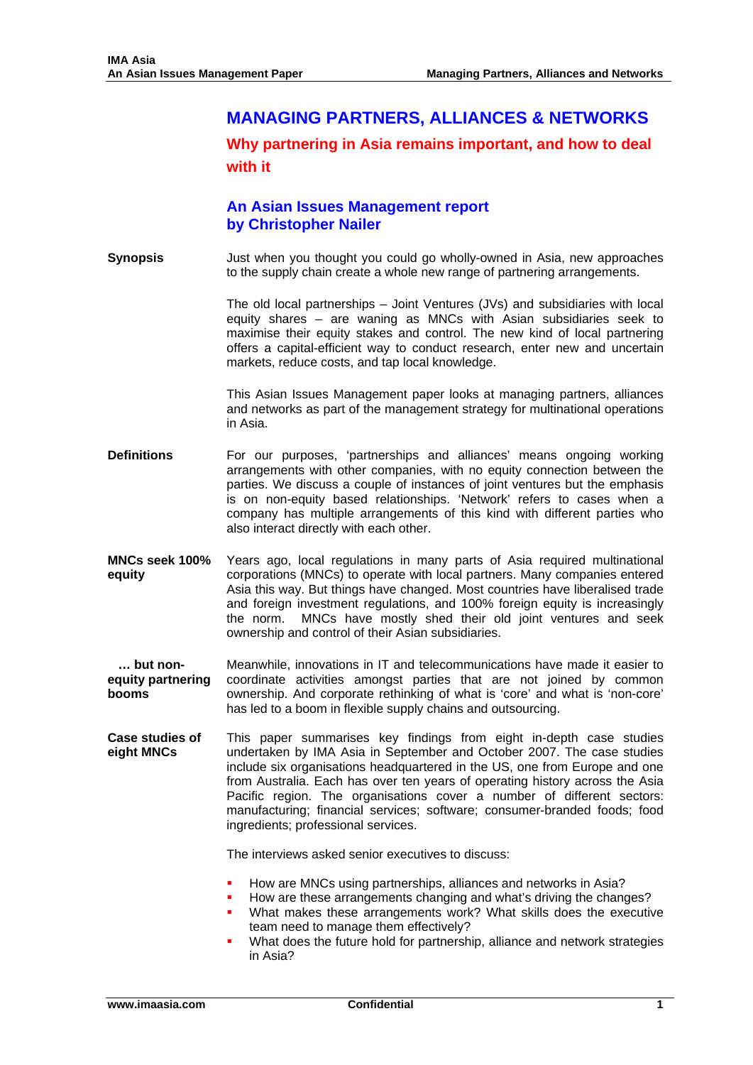# MANAGING PARTNERS, ALLIANCES & NETWORKS

## Why partnering in Asia remains important, and how to deal with it

### An Asian Issues Management report
### by Christopher Nailer

**Synopsis**

Just when you thought you could go wholly-owned in Asia, new approaches to the supply chain create a whole new range of partnering arrangements.

The old local partnerships – Joint Ventures (JVs) and subsidiaries with local equity shares – are waning as MNCs with Asian subsidiaries seek to maximise their equity stakes and control. The new kind of local partnering offers a capital-efficient way to conduct research, enter new and uncertain markets, reduce costs, and tap local knowledge.

This Asian Issues Management paper looks at managing partners, alliances and networks as part of the management strategy for multinational operations in Asia.

**Definitions**

For our purposes, 'partnerships and alliances' means ongoing working arrangements with other companies, with no equity connection between the parties. We discuss a couple of instances of joint ventures but the emphasis is on non-equity based relationships. 'Network' refers to cases when a company has multiple arrangements of this kind with different parties who also interact directly with each other.

**MNCs seek 100% equity**

Years ago, local regulations in many parts of Asia required multinational corporations (MNCs) to operate with local partners. Many companies entered Asia this way. But things have changed. Most countries have liberalised trade and foreign investment regulations, and 100% foreign equity is increasingly the norm. MNCs have mostly shed their old joint ventures and seek ownership and control of their Asian subsidiaries.

**… but non-equity partnering booms**

Meanwhile, innovations in IT and telecommunications have made it easier to coordinate activities amongst parties that are not joined by common ownership. And corporate rethinking of what is 'core' and what is 'non-core' has led to a boom in flexible supply chains and outsourcing.

**Case studies of eight MNCs**

This paper summarises key findings from eight in-depth case studies undertaken by IMA Asia in September and October 2007. The case studies include six organisations headquartered in the US, one from Europe and one from Australia. Each has over ten years of operating history across the Asia Pacific region. The organisations cover a number of different sectors: manufacturing; financial services; software; consumer-branded foods; food ingredients; professional services.

The interviews asked senior executives to discuss:

- How are MNCs using partnerships, alliances and networks in Asia?
- How are these arrangements changing and what's driving the changes?
- What makes these arrangements work? What skills does the executive team need to manage them effectively?
- What does the future hold for partnership, alliance and network strategies in Asia?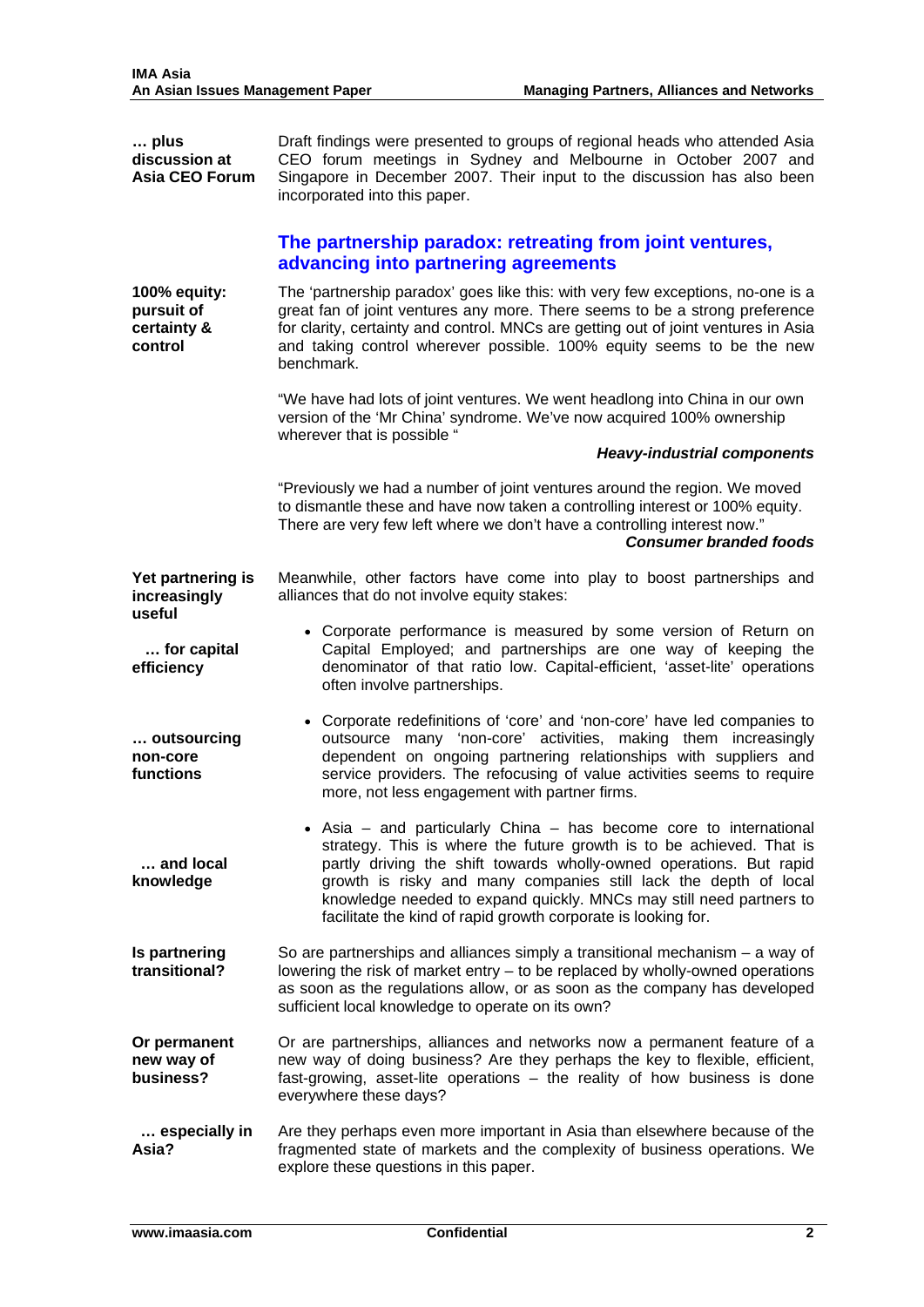**… plus discussion at Asia CEO Forum**

Draft findings were presented to groups of regional heads who attended Asia CEO forum meetings in Sydney and Melbourne in October 2007 and Singapore in December 2007. Their input to the discussion has also been incorporated into this paper.

## The partnership paradox: retreating from joint ventures, advancing into partnering agreements

**100% equity: pursuit of certainty & control**

The 'partnership paradox' goes like this: with very few exceptions, no-one is a great fan of joint ventures any more. There seems to be a strong preference for clarity, certainty and control. MNCs are getting out of joint ventures in Asia and taking control wherever possible. 100% equity seems to be the new benchmark.

"We have had lots of joint ventures. We went headlong into China in our own version of the 'Mr China' syndrome. We've now acquired 100% ownership wherever that is possible "

***Heavy-industrial components***

"Previously we had a number of joint ventures around the region. We moved to dismantle these and have now taken a controlling interest or 100% equity. There are very few left where we don't have a controlling interest now."

***Consumer branded foods***

**Yet partnering is increasingly useful**

Meanwhile, other factors have come into play to boost partnerships and alliances that do not involve equity stakes:

**… for capital efficiency**

- Corporate performance is measured by some version of Return on Capital Employed; and partnerships are one way of keeping the denominator of that ratio low. Capital-efficient, 'asset-lite' operations often involve partnerships.

**… outsourcing non-core functions**

- Corporate redefinitions of 'core' and 'non-core' have led companies to outsource many 'non-core' activities, making them increasingly dependent on ongoing partnering relationships with suppliers and service providers. The refocusing of value activities seems to require more, not less engagement with partner firms.

**… and local knowledge**

- Asia – and particularly China – has become core to international strategy. This is where the future growth is to be achieved. That is partly driving the shift towards wholly-owned operations. But rapid growth is risky and many companies still lack the depth of local knowledge needed to expand quickly. MNCs may still need partners to facilitate the kind of rapid growth corporate is looking for.

**Is partnering transitional?**

So are partnerships and alliances simply a transitional mechanism – a way of lowering the risk of market entry – to be replaced by wholly-owned operations as soon as the regulations allow, or as soon as the company has developed sufficient local knowledge to operate on its own?

**Or permanent new way of business?**

Or are partnerships, alliances and networks now a permanent feature of a new way of doing business? Are they perhaps the key to flexible, efficient, fast-growing, asset-lite operations – the reality of how business is done everywhere these days?

**… especially in Asia?**

Are they perhaps even more important in Asia than elsewhere because of the fragmented state of markets and the complexity of business operations. We explore these questions in this paper.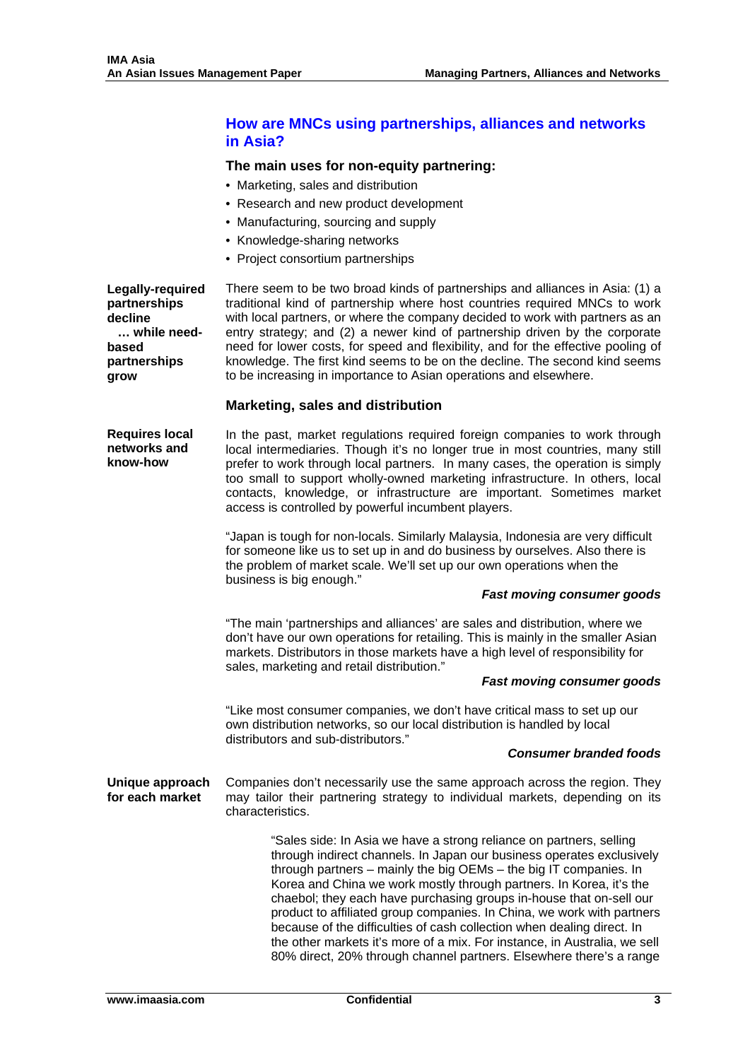## How are MNCs using partnerships, alliances and networks in Asia?

### The main uses for non-equity partnering:

- Marketing, sales and distribution
- Research and new product development
- Manufacturing, sourcing and supply
- Knowledge-sharing networks
- Project consortium partnerships

**Legally-required partnerships decline … while need-based partnerships grow**

There seem to be two broad kinds of partnerships and alliances in Asia: (1) a traditional kind of partnership where host countries required MNCs to work with local partners, or where the company decided to work with partners as an entry strategy; and (2) a newer kind of partnership driven by the corporate need for lower costs, for speed and flexibility, and for the effective pooling of knowledge. The first kind seems to be on the decline. The second kind seems to be increasing in importance to Asian operations and elsewhere.

### Marketing, sales and distribution

**Requires local networks and know-how**

In the past, market regulations required foreign companies to work through local intermediaries. Though it's no longer true in most countries, many still prefer to work through local partners. In many cases, the operation is simply too small to support wholly-owned marketing infrastructure. In others, local contacts, knowledge, or infrastructure are important. Sometimes market access is controlled by powerful incumbent players.

"Japan is tough for non-locals. Similarly Malaysia, Indonesia are very difficult for someone like us to set up in and do business by ourselves. Also there is the problem of market scale. We'll set up our own operations when the business is big enough."

***Fast moving consumer goods***

"The main 'partnerships and alliances' are sales and distribution, where we don't have our own operations for retailing. This is mainly in the smaller Asian markets. Distributors in those markets have a high level of responsibility for sales, marketing and retail distribution."

***Fast moving consumer goods***

"Like most consumer companies, we don't have critical mass to set up our own distribution networks, so our local distribution is handled by local distributors and sub-distributors."

***Consumer branded foods***

**Unique approach for each market**

Companies don't necessarily use the same approach across the region. They may tailor their partnering strategy to individual markets, depending on its characteristics.

> "Sales side: In Asia we have a strong reliance on partners, selling through indirect channels. In Japan our business operates exclusively through partners – mainly the big OEMs – the big IT companies. In Korea and China we work mostly through partners. In Korea, it's the chaebol; they each have purchasing groups in-house that on-sell our product to affiliated group companies. In China, we work with partners because of the difficulties of cash collection when dealing direct. In the other markets it's more of a mix. For instance, in Australia, we sell 80% direct, 20% through channel partners. Elsewhere there's a range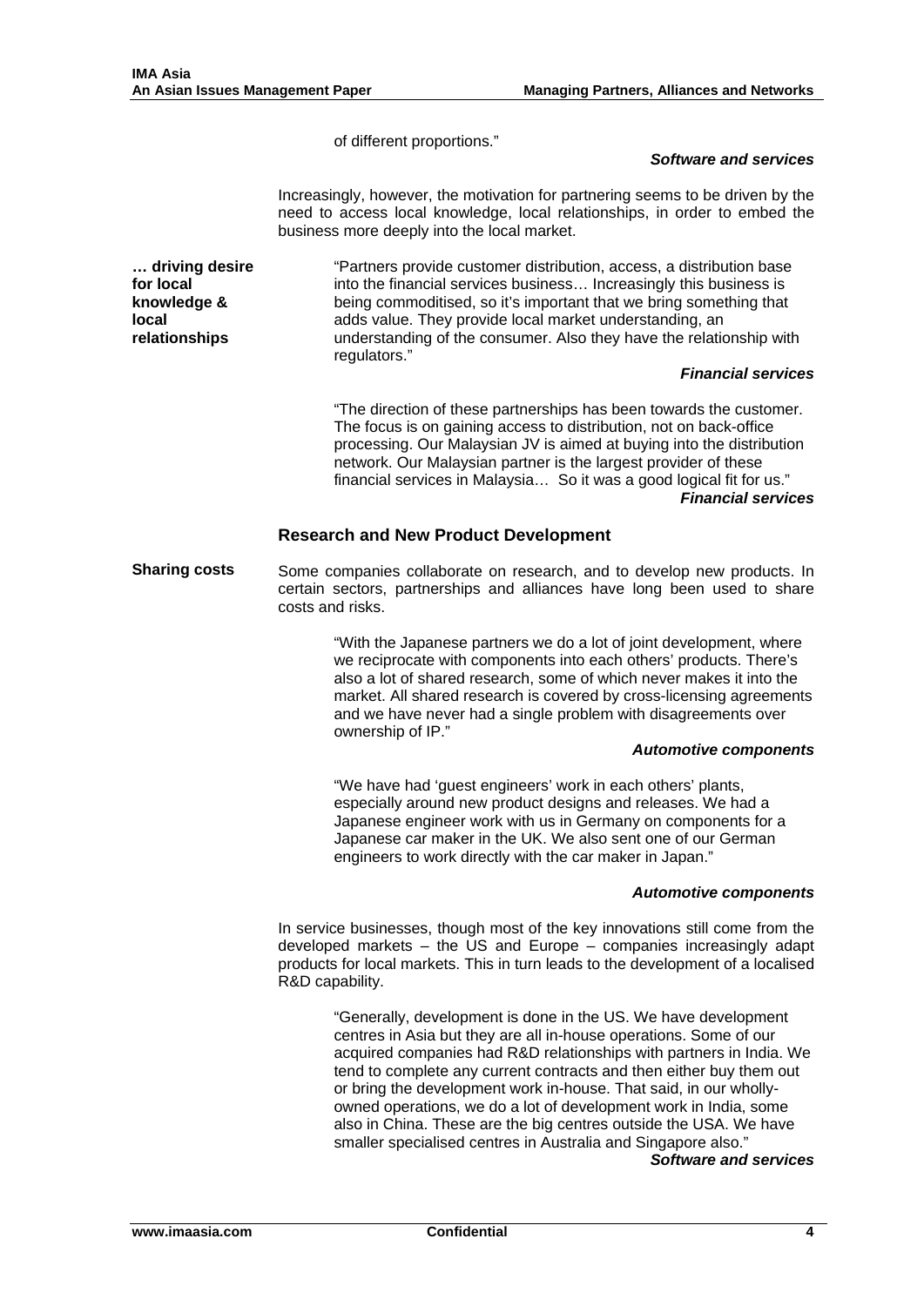of different proportions."

***Software and services***

Increasingly, however, the motivation for partnering seems to be driven by the need to access local knowledge, local relationships, in order to embed the business more deeply into the local market.

**… driving desire for local knowledge & local relationships**

> "Partners provide customer distribution, access, a distribution base into the financial services business… Increasingly this business is being commoditised, so it's important that we bring something that adds value. They provide local market understanding, an understanding of the consumer. Also they have the relationship with regulators."
>
> ***Financial services***

> "The direction of these partnerships has been towards the customer. The focus is on gaining access to distribution, not on back-office processing. Our Malaysian JV is aimed at buying into the distribution network. Our Malaysian partner is the largest provider of these financial services in Malaysia… So it was a good logical fit for us."
>
> ***Financial services***

## Research and New Product Development

**Sharing costs**

Some companies collaborate on research, and to develop new products. In certain sectors, partnerships and alliances have long been used to share costs and risks.

> "With the Japanese partners we do a lot of joint development, where we reciprocate with components into each others' products. There's also a lot of shared research, some of which never makes it into the market. All shared research is covered by cross-licensing agreements and we have never had a single problem with disagreements over ownership of IP."
>
> ***Automotive components***

> "We have had 'guest engineers' work in each others' plants, especially around new product designs and releases. We had a Japanese engineer work with us in Germany on components for a Japanese car maker in the UK. We also sent one of our German engineers to work directly with the car maker in Japan."
>
> ***Automotive components***

In service businesses, though most of the key innovations still come from the developed markets – the US and Europe – companies increasingly adapt products for local markets. This in turn leads to the development of a localised R&D capability.

> "Generally, development is done in the US. We have development centres in Asia but they are all in-house operations. Some of our acquired companies had R&D relationships with partners in India. We tend to complete any current contracts and then either buy them out or bring the development work in-house. That said, in our wholly-owned operations, we do a lot of development work in India, some also in China. These are the big centres outside the USA. We have smaller specialised centres in Australia and Singapore also."
>
> ***Software and services***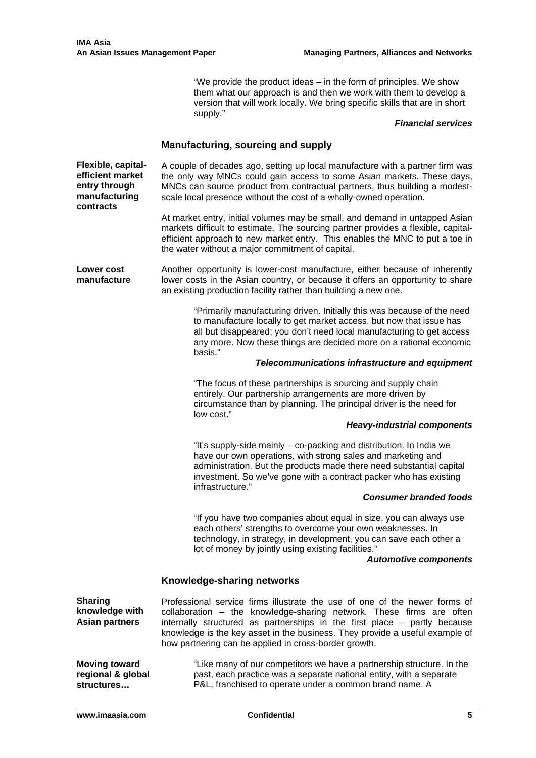"We provide the product ideas – in the form of principles. We show them what our approach is and then we work with them to develop a version that will work locally. We bring specific skills that are in short supply."

***Financial services***

### Manufacturing, sourcing and supply

**Flexible, capital-efficient market entry through manufacturing contracts**

A couple of decades ago, setting up local manufacture with a partner firm was the only way MNCs could gain access to some Asian markets. These days, MNCs can source product from contractual partners, thus building a modest-scale local presence without the cost of a wholly-owned operation.

At market entry, initial volumes may be small, and demand in untapped Asian markets difficult to estimate. The sourcing partner provides a flexible, capital-efficient approach to new market entry. This enables the MNC to put a toe in the water without a major commitment of capital.

**Lower cost manufacture**

Another opportunity is lower-cost manufacture, either because of inherently lower costs in the Asian country, or because it offers an opportunity to share an existing production facility rather than building a new one.

"Primarily manufacturing driven. Initially this was because of the need to manufacture locally to get market access, but now that issue has all but disappeared; you don't need local manufacturing to get access any more. Now these things are decided more on a rational economic basis."

***Telecommunications infrastructure and equipment***

"The focus of these partnerships is sourcing and supply chain entirely. Our partnership arrangements are more driven by circumstance than by planning. The principal driver is the need for low cost."

***Heavy-industrial components***

"It's supply-side mainly – co-packing and distribution. In India we have our own operations, with strong sales and marketing and administration. But the products made there need substantial capital investment. So we've gone with a contract packer who has existing infrastructure."

***Consumer branded foods***

"If you have two companies about equal in size, you can always use each others' strengths to overcome your own weaknesses. In technology, in strategy, in development, you can save each other a lot of money by jointly using existing facilities."

***Automotive components***

### Knowledge-sharing networks

**Sharing knowledge with Asian partners**

Professional service firms illustrate the use of one of the newer forms of collaboration – the knowledge-sharing network. These firms are often internally structured as partnerships in the first place – partly because knowledge is the key asset in the business. They provide a useful example of how partnering can be applied in cross-border growth.

**Moving toward regional & global structures…**

"Like many of our competitors we have a partnership structure. In the past, each practice was a separate national entity, with a separate P&L, franchised to operate under a common brand name. A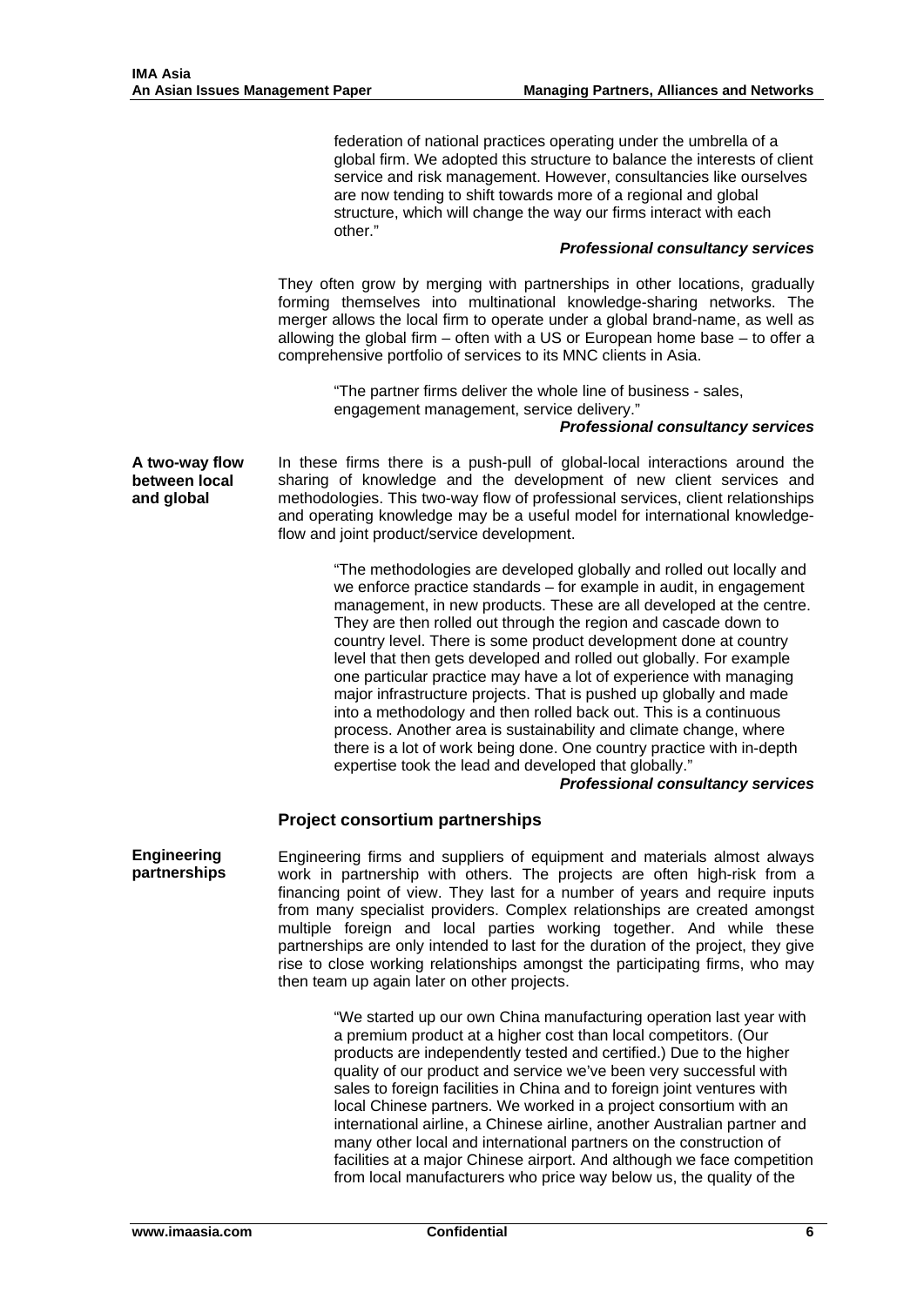federation of national practices operating under the umbrella of a global firm. We adopted this structure to balance the interests of client service and risk management. However, consultancies like ourselves are now tending to shift towards more of a regional and global structure, which will change the way our firms interact with each other."

***Professional consultancy services***

They often grow by merging with partnerships in other locations, gradually forming themselves into multinational knowledge-sharing networks. The merger allows the local firm to operate under a global brand-name, as well as allowing the global firm – often with a US or European home base – to offer a comprehensive portfolio of services to its MNC clients in Asia.

> "The partner firms deliver the whole line of business - sales, engagement management, service delivery."
>
> ***Professional consultancy services***

**A two-way flow between local and global**

In these firms there is a push-pull of global-local interactions around the sharing of knowledge and the development of new client services and methodologies. This two-way flow of professional services, client relationships and operating knowledge may be a useful model for international knowledge-flow and joint product/service development.

> "The methodologies are developed globally and rolled out locally and we enforce practice standards – for example in audit, in engagement management, in new products. These are all developed at the centre. They are then rolled out through the region and cascade down to country level. There is some product development done at country level that then gets developed and rolled out globally. For example one particular practice may have a lot of experience with managing major infrastructure projects. That is pushed up globally and made into a methodology and then rolled back out. This is a continuous process. Another area is sustainability and climate change, where there is a lot of work being done. One country practice with in-depth expertise took the lead and developed that globally."
>
> ***Professional consultancy services***

## Project consortium partnerships

**Engineering partnerships**

Engineering firms and suppliers of equipment and materials almost always work in partnership with others. The projects are often high-risk from a financing point of view. They last for a number of years and require inputs from many specialist providers. Complex relationships are created amongst multiple foreign and local parties working together. And while these partnerships are only intended to last for the duration of the project, they give rise to close working relationships amongst the participating firms, who may then team up again later on other projects.

> "We started up our own China manufacturing operation last year with a premium product at a higher cost than local competitors. (Our products are independently tested and certified.) Due to the higher quality of our product and service we've been very successful with sales to foreign facilities in China and to foreign joint ventures with local Chinese partners. We worked in a project consortium with an international airline, a Chinese airline, another Australian partner and many other local and international partners on the construction of facilities at a major Chinese airport. And although we face competition from local manufacturers who price way below us, the quality of the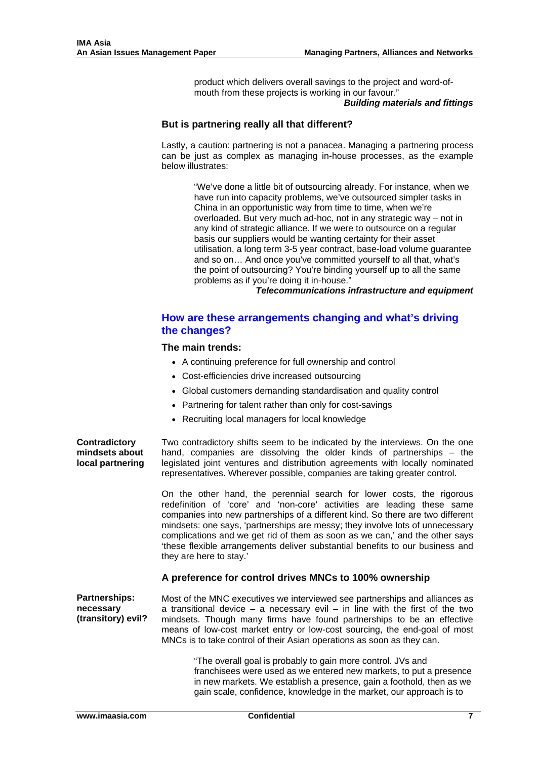product which delivers overall savings to the project and word-of-mouth from these projects is working in our favour."

***Building materials and fittings***

### But is partnering really all that different?

Lastly, a caution: partnering is not a panacea. Managing a partnering process can be just as complex as managing in-house processes, as the example below illustrates:

> "We've done a little bit of outsourcing already. For instance, when we have run into capacity problems, we've outsourced simpler tasks in China in an opportunistic way from time to time, when we're overloaded. But very much ad-hoc, not in any strategic way – not in any kind of strategic alliance. If we were to outsource on a regular basis our suppliers would be wanting certainty for their asset utilisation, a long term 3-5 year contract, base-load volume guarantee and so on… And once you've committed yourself to all that, what's the point of outsourcing? You're binding yourself up to all the same problems as if you're doing it in-house."
>
> ***Telecommunications infrastructure and equipment***

## How are these arrangements changing and what's driving the changes?

### The main trends:

- A continuing preference for full ownership and control
- Cost-efficiencies drive increased outsourcing
- Global customers demanding standardisation and quality control
- Partnering for talent rather than only for cost-savings
- Recruiting local managers for local knowledge

**Contradictory mindsets about local partnering**

Two contradictory shifts seem to be indicated by the interviews. On the one hand, companies are dissolving the older kinds of partnerships – the legislated joint ventures and distribution agreements with locally nominated representatives. Wherever possible, companies are taking greater control.

On the other hand, the perennial search for lower costs, the rigorous redefinition of 'core' and 'non-core' activities are leading these same companies into new partnerships of a different kind. So there are two different mindsets: one says, 'partnerships are messy; they involve lots of unnecessary complications and we get rid of them as soon as we can,' and the other says 'these flexible arrangements deliver substantial benefits to our business and they are here to stay.'

### A preference for control drives MNCs to 100% ownership

**Partnerships: necessary (transitory) evil?**

Most of the MNC executives we interviewed see partnerships and alliances as a transitional device – a necessary evil – in line with the first of the two mindsets. Though many firms have found partnerships to be an effective means of low-cost market entry or low-cost sourcing, the end-goal of most MNCs is to take control of their Asian operations as soon as they can.

> "The overall goal is probably to gain more control. JVs and franchisees were used as we entered new markets, to put a presence in new markets. We establish a presence, gain a foothold, then as we gain scale, confidence, knowledge in the market, our approach is to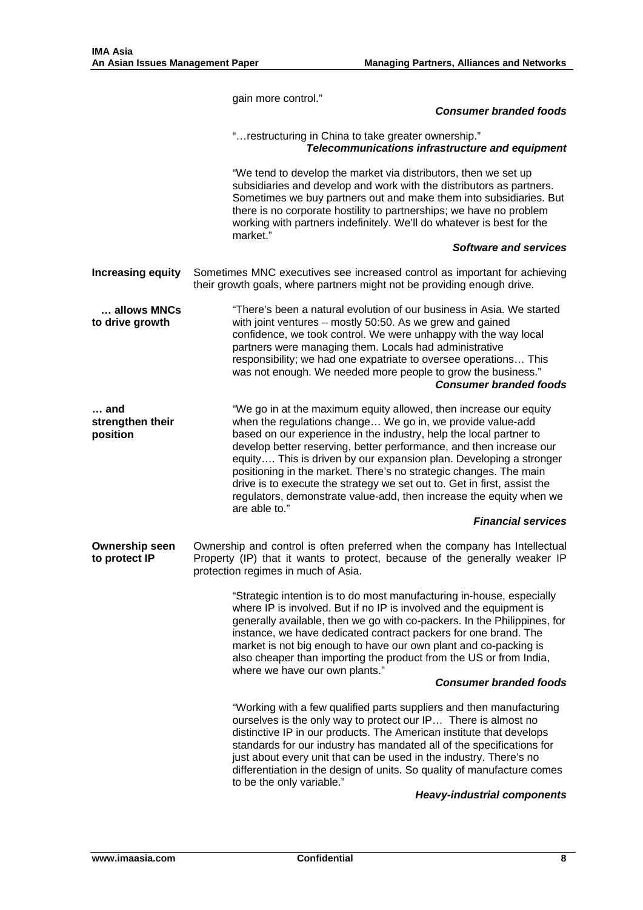gain more control."

***Consumer branded foods***

"…restructuring in China to take greater ownership."

***Telecommunications infrastructure and equipment***

"We tend to develop the market via distributors, then we set up subsidiaries and develop and work with the distributors as partners. Sometimes we buy partners out and make them into subsidiaries. But there is no corporate hostility to partnerships; we have no problem working with partners indefinitely. We'll do whatever is best for the market."

***Software and services***

**Increasing equity**

Sometimes MNC executives see increased control as important for achieving their growth goals, where partners might not be providing enough drive.

**… allows MNCs to drive growth**

"There's been a natural evolution of our business in Asia. We started with joint ventures – mostly 50:50. As we grew and gained confidence, we took control. We were unhappy with the way local partners were managing them. Locals had administrative responsibility; we had one expatriate to oversee operations… This was not enough. We needed more people to grow the business."

***Consumer branded foods***

**… and strengthen their position**

"We go in at the maximum equity allowed, then increase our equity when the regulations change… We go in, we provide value-add based on our experience in the industry, help the local partner to develop better reserving, better performance, and then increase our equity…. This is driven by our expansion plan. Developing a stronger positioning in the market. There's no strategic changes. The main drive is to execute the strategy we set out to. Get in first, assist the regulators, demonstrate value-add, then increase the equity when we are able to."

***Financial services***

**Ownership seen to protect IP**

Ownership and control is often preferred when the company has Intellectual Property (IP) that it wants to protect, because of the generally weaker IP protection regimes in much of Asia.

"Strategic intention is to do most manufacturing in-house, especially where IP is involved. But if no IP is involved and the equipment is generally available, then we go with co-packers. In the Philippines, for instance, we have dedicated contract packers for one brand. The market is not big enough to have our own plant and co-packing is also cheaper than importing the product from the US or from India, where we have our own plants."

***Consumer branded foods***

"Working with a few qualified parts suppliers and then manufacturing ourselves is the only way to protect our IP… There is almost no distinctive IP in our products. The American institute that develops standards for our industry has mandated all of the specifications for just about every unit that can be used in the industry. There's no differentiation in the design of units. So quality of manufacture comes to be the only variable."

***Heavy-industrial components***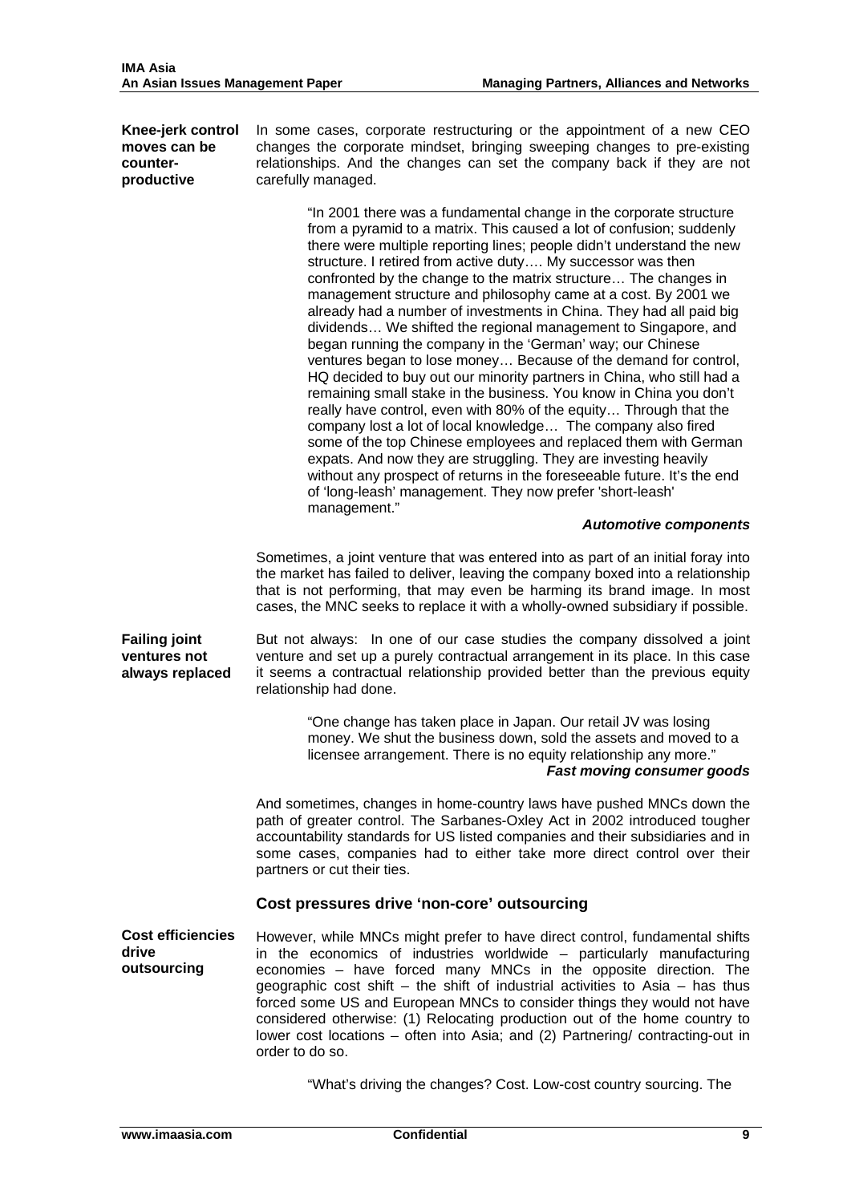**Knee-jerk control moves can be counter-productive**

In some cases, corporate restructuring or the appointment of a new CEO changes the corporate mindset, bringing sweeping changes to pre-existing relationships. And the changes can set the company back if they are not carefully managed.

> "In 2001 there was a fundamental change in the corporate structure from a pyramid to a matrix. This caused a lot of confusion; suddenly there were multiple reporting lines; people didn't understand the new structure. I retired from active duty…. My successor was then confronted by the change to the matrix structure… The changes in management structure and philosophy came at a cost. By 2001 we already had a number of investments in China. They had all paid big dividends… We shifted the regional management to Singapore, and began running the company in the 'German' way; our Chinese ventures began to lose money… Because of the demand for control, HQ decided to buy out our minority partners in China, who still had a remaining small stake in the business. You know in China you don't really have control, even with 80% of the equity… Through that the company lost a lot of local knowledge… The company also fired some of the top Chinese employees and replaced them with German expats. And now they are struggling. They are investing heavily without any prospect of returns in the foreseeable future. It's the end of 'long-leash' management. They now prefer 'short-leash' management."
>
> ***Automotive components***

Sometimes, a joint venture that was entered into as part of an initial foray into the market has failed to deliver, leaving the company boxed into a relationship that is not performing, that may even be harming its brand image. In most cases, the MNC seeks to replace it with a wholly-owned subsidiary if possible.

**Failing joint ventures not always replaced**

But not always: In one of our case studies the company dissolved a joint venture and set up a purely contractual arrangement in its place. In this case it seems a contractual relationship provided better than the previous equity relationship had done.

> "One change has taken place in Japan. Our retail JV was losing money. We shut the business down, sold the assets and moved to a licensee arrangement. There is no equity relationship any more."
>
> ***Fast moving consumer goods***

And sometimes, changes in home-country laws have pushed MNCs down the path of greater control. The Sarbanes-Oxley Act in 2002 introduced tougher accountability standards for US listed companies and their subsidiaries and in some cases, companies had to either take more direct control over their partners or cut their ties.

### Cost pressures drive 'non-core' outsourcing

**Cost efficiencies drive outsourcing**

However, while MNCs might prefer to have direct control, fundamental shifts in the economics of industries worldwide – particularly manufacturing economies – have forced many MNCs in the opposite direction. The geographic cost shift – the shift of industrial activities to Asia – has thus forced some US and European MNCs to consider things they would not have considered otherwise: (1) Relocating production out of the home country to lower cost locations – often into Asia; and (2) Partnering/ contracting-out in order to do so.

> "What's driving the changes? Cost. Low-cost country sourcing. The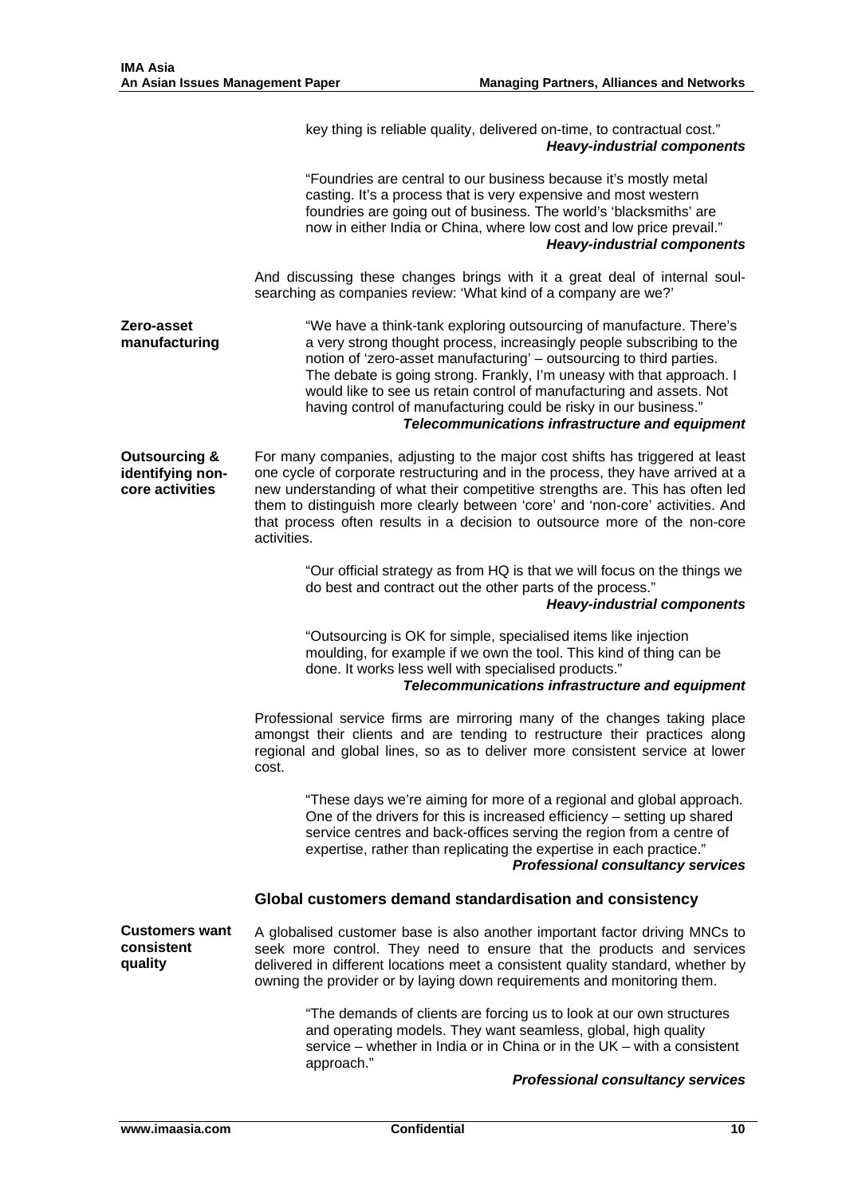key thing is reliable quality, delivered on-time, to contractual cost."
***Heavy-industrial components***

"Foundries are central to our business because it's mostly metal casting. It's a process that is very expensive and most western foundries are going out of business. The world's 'blacksmiths' are now in either India or China, where low cost and low price prevail."
***Heavy-industrial components***

And discussing these changes brings with it a great deal of internal soul-searching as companies review: 'What kind of a company are we?'

**Zero-asset manufacturing**

"We have a think-tank exploring outsourcing of manufacture. There's a very strong thought process, increasingly people subscribing to the notion of 'zero-asset manufacturing' – outsourcing to third parties. The debate is going strong. Frankly, I'm uneasy with that approach. I would like to see us retain control of manufacturing and assets. Not having control of manufacturing could be risky in our business."
***Telecommunications infrastructure and equipment***

**Outsourcing & identifying non-core activities**

For many companies, adjusting to the major cost shifts has triggered at least one cycle of corporate restructuring and in the process, they have arrived at a new understanding of what their competitive strengths are. This has often led them to distinguish more clearly between 'core' and 'non-core' activities. And that process often results in a decision to outsource more of the non-core activities.

"Our official strategy as from HQ is that we will focus on the things we do best and contract out the other parts of the process."
***Heavy-industrial components***

"Outsourcing is OK for simple, specialised items like injection moulding, for example if we own the tool. This kind of thing can be done. It works less well with specialised products."
***Telecommunications infrastructure and equipment***

Professional service firms are mirroring many of the changes taking place amongst their clients and are tending to restructure their practices along regional and global lines, so as to deliver more consistent service at lower cost.

"These days we're aiming for more of a regional and global approach. One of the drivers for this is increased efficiency – setting up shared service centres and back-offices serving the region from a centre of expertise, rather than replicating the expertise in each practice."
***Professional consultancy services***

### Global customers demand standardisation and consistency

**Customers want consistent quality**

A globalised customer base is also another important factor driving MNCs to seek more control. They need to ensure that the products and services delivered in different locations meet a consistent quality standard, whether by owning the provider or by laying down requirements and monitoring them.

"The demands of clients are forcing us to look at our own structures and operating models. They want seamless, global, high quality service – whether in India or in China or in the UK – with a consistent approach."
***Professional consultancy services***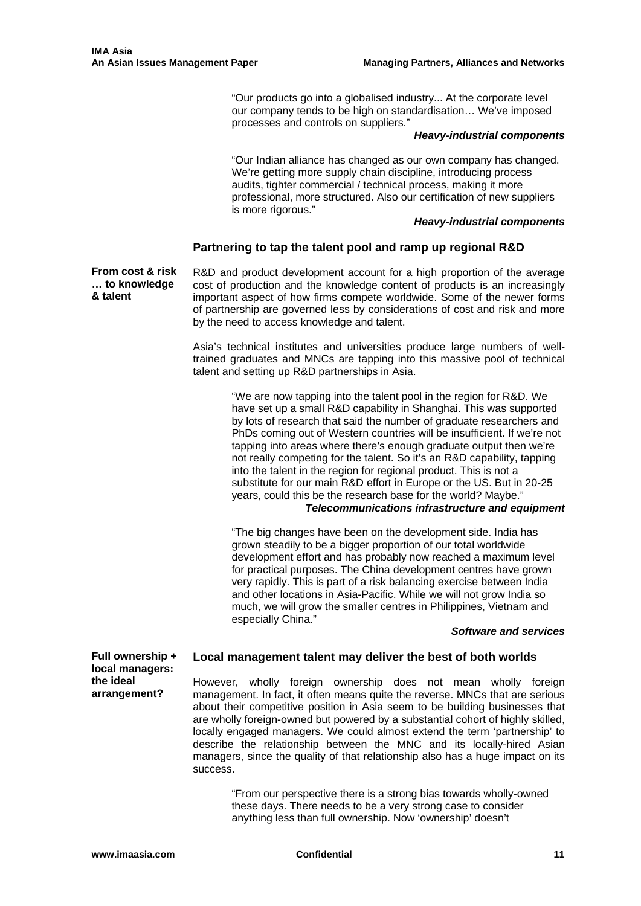> "Our products go into a globalised industry... At the corporate level our company tends to be high on standardisation… We've imposed processes and controls on suppliers."
>
> ***Heavy-industrial components***

> "Our Indian alliance has changed as our own company has changed. We're getting more supply chain discipline, introducing process audits, tighter commercial / technical process, making it more professional, more structured. Also our certification of new suppliers is more rigorous."
>
> ***Heavy-industrial components***

### Partnering to tap the talent pool and ramp up regional R&D

**From cost & risk … to knowledge & talent**

R&D and product development account for a high proportion of the average cost of production and the knowledge content of products is an increasingly important aspect of how firms compete worldwide. Some of the newer forms of partnership are governed less by considerations of cost and risk and more by the need to access knowledge and talent.

Asia's technical institutes and universities produce large numbers of well-trained graduates and MNCs are tapping into this massive pool of technical talent and setting up R&D partnerships in Asia.

> "We are now tapping into the talent pool in the region for R&D. We have set up a small R&D capability in Shanghai. This was supported by lots of research that said the number of graduate researchers and PhDs coming out of Western countries will be insufficient. If we're not tapping into areas where there's enough graduate output then we're not really competing for the talent. So it's an R&D capability, tapping into the talent in the region for regional product. This is not a substitute for our main R&D effort in Europe or the US. But in 20-25 years, could this be the research base for the world? Maybe."
>
> ***Telecommunications infrastructure and equipment***

> "The big changes have been on the development side. India has grown steadily to be a bigger proportion of our total worldwide development effort and has probably now reached a maximum level for practical purposes. The China development centres have grown very rapidly. This is part of a risk balancing exercise between India and other locations in Asia-Pacific. While we will not grow India so much, we will grow the smaller centres in Philippines, Vietnam and especially China."
>
> ***Software and services***

**Full ownership + local managers: the ideal arrangement?**

### Local management talent may deliver the best of both worlds

However, wholly foreign ownership does not mean wholly foreign management. In fact, it often means quite the reverse. MNCs that are serious about their competitive position in Asia seem to be building businesses that are wholly foreign-owned but powered by a substantial cohort of highly skilled, locally engaged managers. We could almost extend the term 'partnership' to describe the relationship between the MNC and its locally-hired Asian managers, since the quality of that relationship also has a huge impact on its success.

> "From our perspective there is a strong bias towards wholly-owned these days. There needs to be a very strong case to consider anything less than full ownership. Now 'ownership' doesn't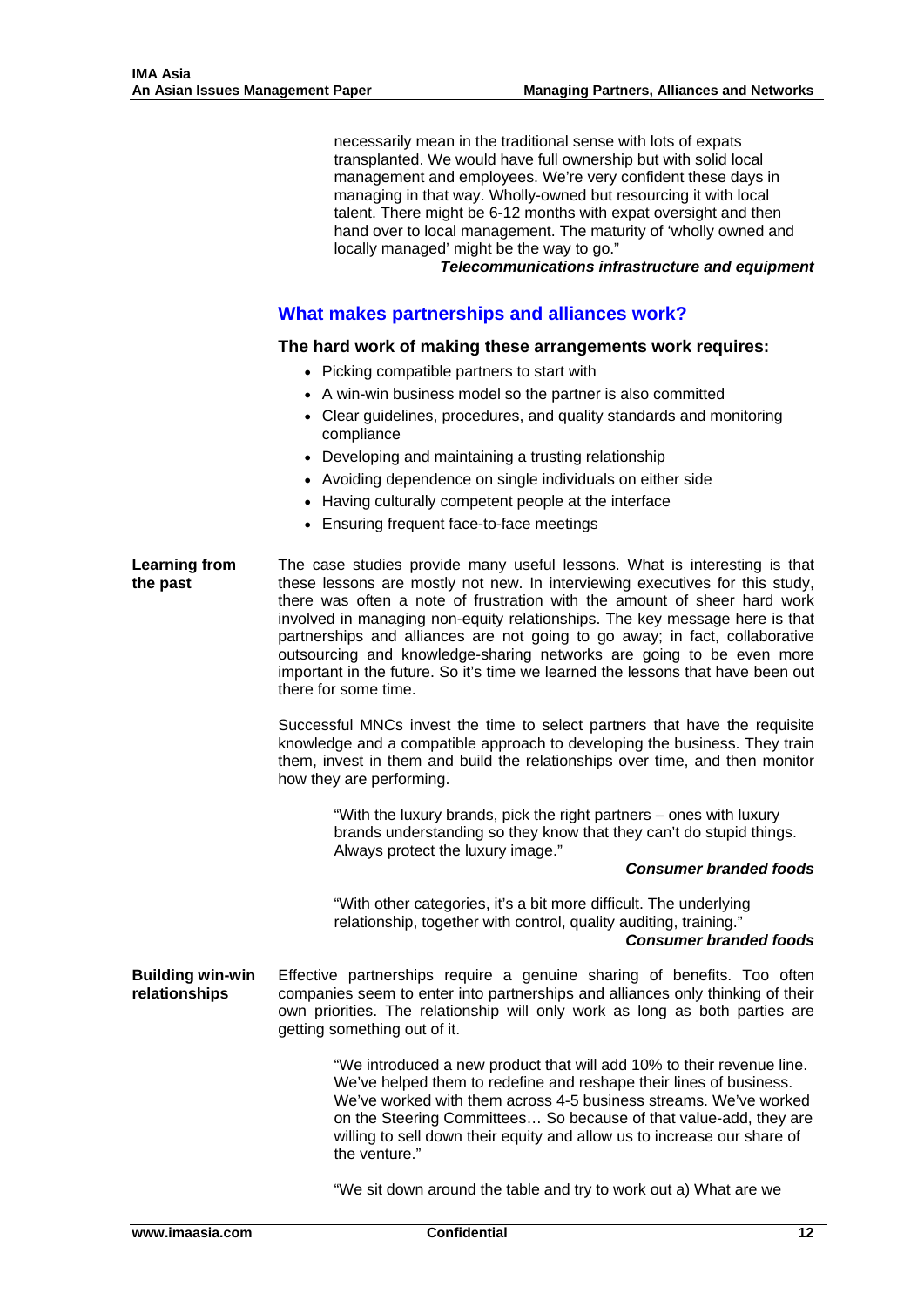necessarily mean in the traditional sense with lots of expats transplanted. We would have full ownership but with solid local management and employees. We're very confident these days in managing in that way. Wholly-owned but resourcing it with local talent. There might be 6-12 months with expat oversight and then hand over to local management. The maturity of 'wholly owned and locally managed' might be the way to go."

***Telecommunications infrastructure and equipment***

## What makes partnerships and alliances work?

### The hard work of making these arrangements work requires:

- Picking compatible partners to start with
- A win-win business model so the partner is also committed
- Clear guidelines, procedures, and quality standards and monitoring compliance
- Developing and maintaining a trusting relationship
- Avoiding dependence on single individuals on either side
- Having culturally competent people at the interface
- Ensuring frequent face-to-face meetings

**Learning from the past**

The case studies provide many useful lessons. What is interesting is that these lessons are mostly not new. In interviewing executives for this study, there was often a note of frustration with the amount of sheer hard work involved in managing non-equity relationships. The key message here is that partnerships and alliances are not going to go away; in fact, collaborative outsourcing and knowledge-sharing networks are going to be even more important in the future. So it's time we learned the lessons that have been out there for some time.

Successful MNCs invest the time to select partners that have the requisite knowledge and a compatible approach to developing the business. They train them, invest in them and build the relationships over time, and then monitor how they are performing.

"With the luxury brands, pick the right partners – ones with luxury brands understanding so they know that they can't do stupid things. Always protect the luxury image."

***Consumer branded foods***

"With other categories, it's a bit more difficult. The underlying relationship, together with control, quality auditing, training."

***Consumer branded foods***

**Building win-win relationships**

Effective partnerships require a genuine sharing of benefits. Too often companies seem to enter into partnerships and alliances only thinking of their own priorities. The relationship will only work as long as both parties are getting something out of it.

"We introduced a new product that will add 10% to their revenue line. We've helped them to redefine and reshape their lines of business. We've worked with them across 4-5 business streams. We've worked on the Steering Committees… So because of that value-add, they are willing to sell down their equity and allow us to increase our share of the venture."

"We sit down around the table and try to work out a) What are we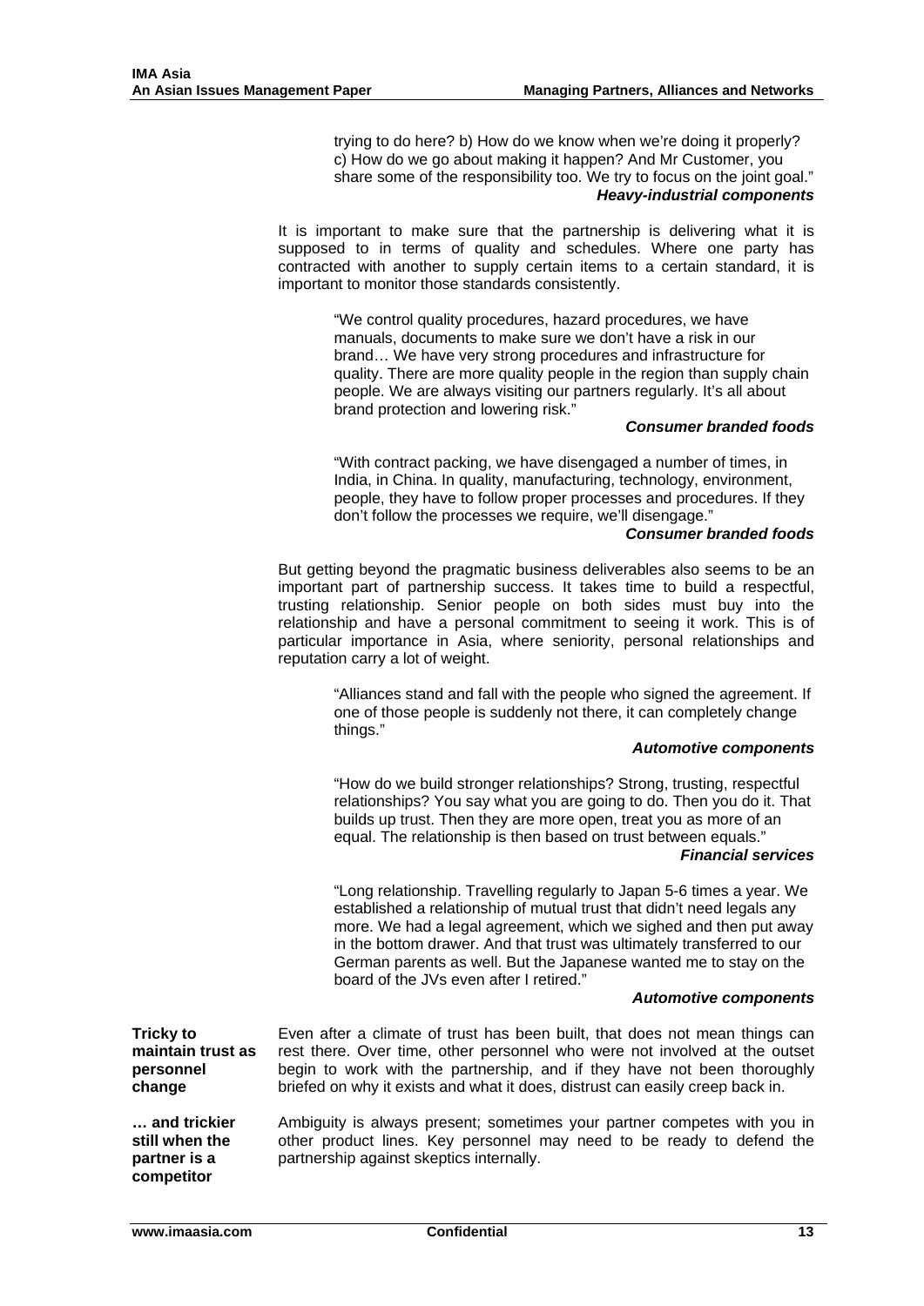trying to do here? b) How do we know when we're doing it properly? c) How do we go about making it happen? And Mr Customer, you share some of the responsibility too. We try to focus on the joint goal."

***Heavy-industrial components***

It is important to make sure that the partnership is delivering what it is supposed to in terms of quality and schedules. Where one party has contracted with another to supply certain items to a certain standard, it is important to monitor those standards consistently.

> "We control quality procedures, hazard procedures, we have manuals, documents to make sure we don't have a risk in our brand… We have very strong procedures and infrastructure for quality. There are more quality people in the region than supply chain people. We are always visiting our partners regularly. It's all about brand protection and lowering risk."
>
> ***Consumer branded foods***

> "With contract packing, we have disengaged a number of times, in India, in China. In quality, manufacturing, technology, environment, people, they have to follow proper processes and procedures. If they don't follow the processes we require, we'll disengage."
>
> ***Consumer branded foods***

But getting beyond the pragmatic business deliverables also seems to be an important part of partnership success. It takes time to build a respectful, trusting relationship. Senior people on both sides must buy into the relationship and have a personal commitment to seeing it work. This is of particular importance in Asia, where seniority, personal relationships and reputation carry a lot of weight.

> "Alliances stand and fall with the people who signed the agreement. If one of those people is suddenly not there, it can completely change things."
>
> ***Automotive components***

> "How do we build stronger relationships? Strong, trusting, respectful relationships? You say what you are going to do. Then you do it. That builds up trust. Then they are more open, treat you as more of an equal. The relationship is then based on trust between equals."
>
> ***Financial services***

> "Long relationship. Travelling regularly to Japan 5-6 times a year. We established a relationship of mutual trust that didn't need legals any more. We had a legal agreement, which we sighed and then put away in the bottom drawer. And that trust was ultimately transferred to our German parents as well. But the Japanese wanted me to stay on the board of the JVs even after I retired."
>
> ***Automotive components***

**Tricky to maintain trust as personnel change**

Even after a climate of trust has been built, that does not mean things can rest there. Over time, other personnel who were not involved at the outset begin to work with the partnership, and if they have not been thoroughly briefed on why it exists and what it does, distrust can easily creep back in.

**… and trickier still when the partner is a competitor**

Ambiguity is always present; sometimes your partner competes with you in other product lines. Key personnel may need to be ready to defend the partnership against skeptics internally.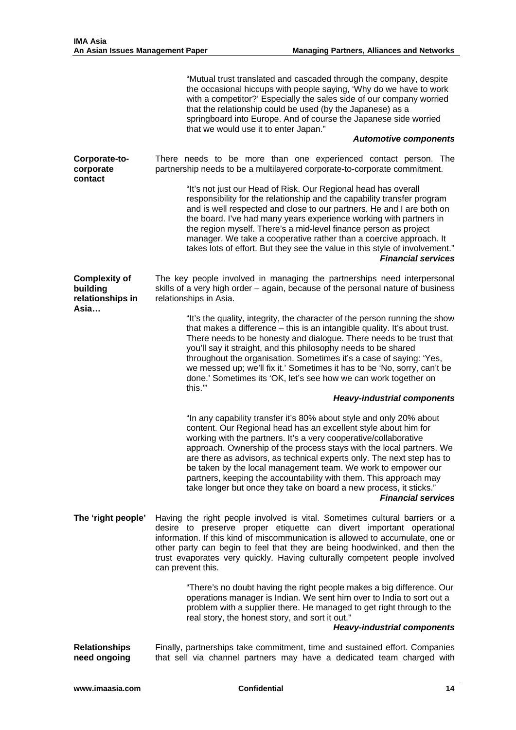"Mutual trust translated and cascaded through the company, despite the occasional hiccups with people saying, 'Why do we have to work with a competitor?' Especially the sales side of our company worried that the relationship could be used (by the Japanese) as a springboard into Europe. And of course the Japanese side worried that we would use it to enter Japan."

***Automotive components***

**Corporate-to-corporate contact**

There needs to be more than one experienced contact person. The partnership needs to be a multilayered corporate-to-corporate commitment.

"It's not just our Head of Risk. Our Regional head has overall responsibility for the relationship and the capability transfer program and is well respected and close to our partners. He and I are both on the board. I've had many years experience working with partners in the region myself. There's a mid-level finance person as project manager. We take a cooperative rather than a coercive approach. It takes lots of effort. But they see the value in this style of involvement."

***Financial services***

**Complexity of building relationships in Asia…**

The key people involved in managing the partnerships need interpersonal skills of a very high order – again, because of the personal nature of business relationships in Asia.

"It's the quality, integrity, the character of the person running the show that makes a difference – this is an intangible quality. It's about trust. There needs to be honesty and dialogue. There needs to be trust that you'll say it straight, and this philosophy needs to be shared throughout the organisation. Sometimes it's a case of saying: 'Yes, we messed up; we'll fix it.' Sometimes it has to be 'No, sorry, can't be done.' Sometimes its 'OK, let's see how we can work together on this.'"

***Heavy-industrial components***

"In any capability transfer it's 80% about style and only 20% about content. Our Regional head has an excellent style about him for working with the partners. It's a very cooperative/collaborative approach. Ownership of the process stays with the local partners. We are there as advisors, as technical experts only. The next step has to be taken by the local management team. We work to empower our partners, keeping the accountability with them. This approach may take longer but once they take on board a new process, it sticks."

***Financial services***

**The 'right people'**

Having the right people involved is vital. Sometimes cultural barriers or a desire to preserve proper etiquette can divert important operational information. If this kind of miscommunication is allowed to accumulate, one or other party can begin to feel that they are being hoodwinked, and then the trust evaporates very quickly. Having culturally competent people involved can prevent this.

"There's no doubt having the right people makes a big difference. Our operations manager is Indian. We sent him over to India to sort out a problem with a supplier there. He managed to get right through to the real story, the honest story, and sort it out."

***Heavy-industrial components***

**Relationships need ongoing**

Finally, partnerships take commitment, time and sustained effort. Companies that sell via channel partners may have a dedicated team charged with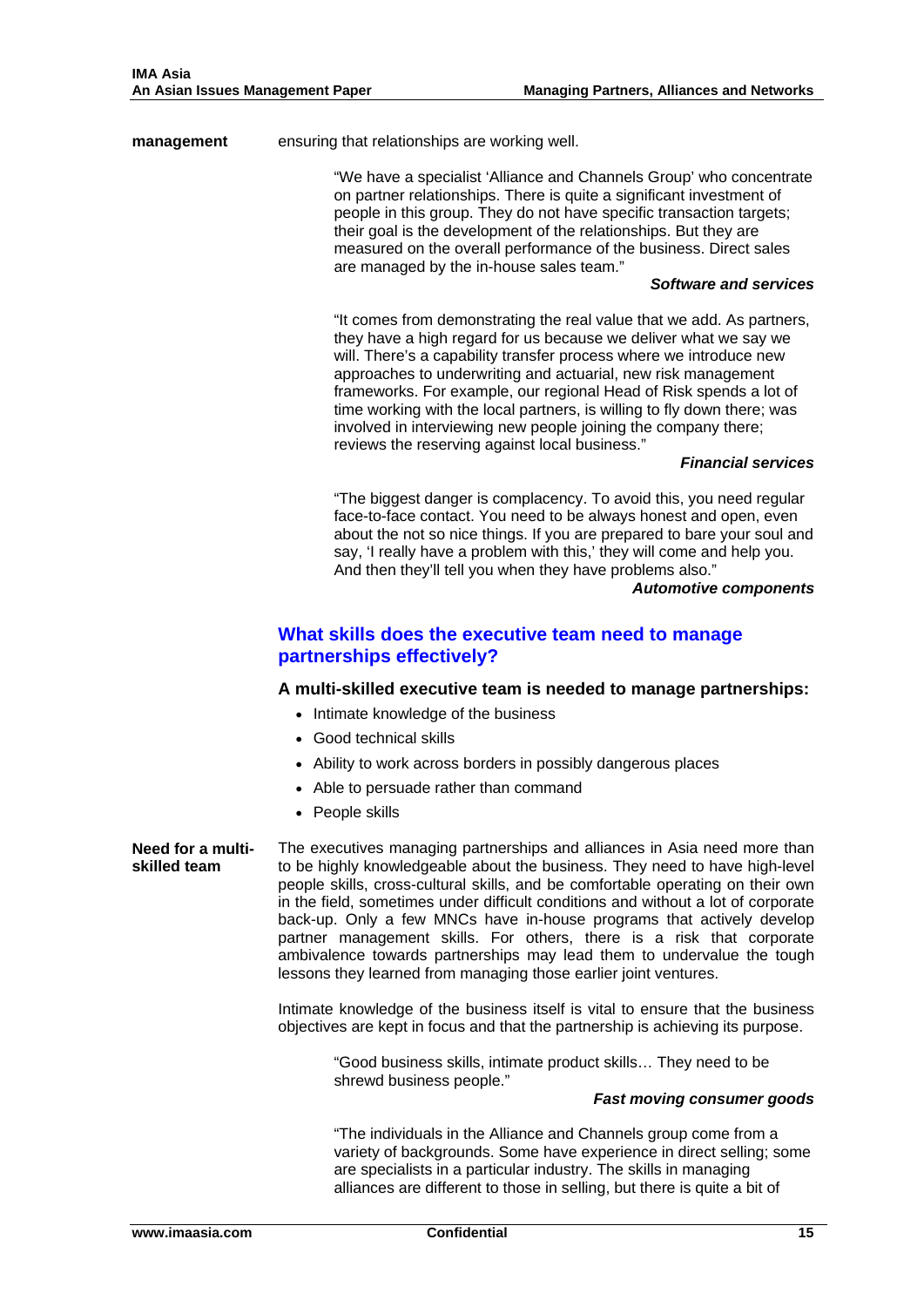**management** ensuring that relationships are working well.

> "We have a specialist 'Alliance and Channels Group' who concentrate on partner relationships. There is quite a significant investment of people in this group. They do not have specific transaction targets; their goal is the development of the relationships. But they are measured on the overall performance of the business. Direct sales are managed by the in-house sales team."
>
> ***Software and services***

> "It comes from demonstrating the real value that we add. As partners, they have a high regard for us because we deliver what we say we will. There's a capability transfer process where we introduce new approaches to underwriting and actuarial, new risk management frameworks. For example, our regional Head of Risk spends a lot of time working with the local partners, is willing to fly down there; was involved in interviewing new people joining the company there; reviews the reserving against local business."
>
> ***Financial services***

> "The biggest danger is complacency. To avoid this, you need regular face-to-face contact. You need to be always honest and open, even about the not so nice things. If you are prepared to bare your soul and say, 'I really have a problem with this,' they will come and help you. And then they'll tell you when they have problems also."
>
> ***Automotive components***

## What skills does the executive team need to manage partnerships effectively?

**A multi-skilled executive team is needed to manage partnerships:**

- Intimate knowledge of the business
- Good technical skills
- Ability to work across borders in possibly dangerous places
- Able to persuade rather than command
- People skills

**Need for a multi-skilled team**

The executives managing partnerships and alliances in Asia need more than to be highly knowledgeable about the business. They need to have high-level people skills, cross-cultural skills, and be comfortable operating on their own in the field, sometimes under difficult conditions and without a lot of corporate back-up. Only a few MNCs have in-house programs that actively develop partner management skills. For others, there is a risk that corporate ambivalence towards partnerships may lead them to undervalue the tough lessons they learned from managing those earlier joint ventures.

Intimate knowledge of the business itself is vital to ensure that the business objectives are kept in focus and that the partnership is achieving its purpose.

> "Good business skills, intimate product skills… They need to be shrewd business people."
>
> ***Fast moving consumer goods***

> "The individuals in the Alliance and Channels group come from a variety of backgrounds. Some have experience in direct selling; some are specialists in a particular industry. The skills in managing alliances are different to those in selling, but there is quite a bit of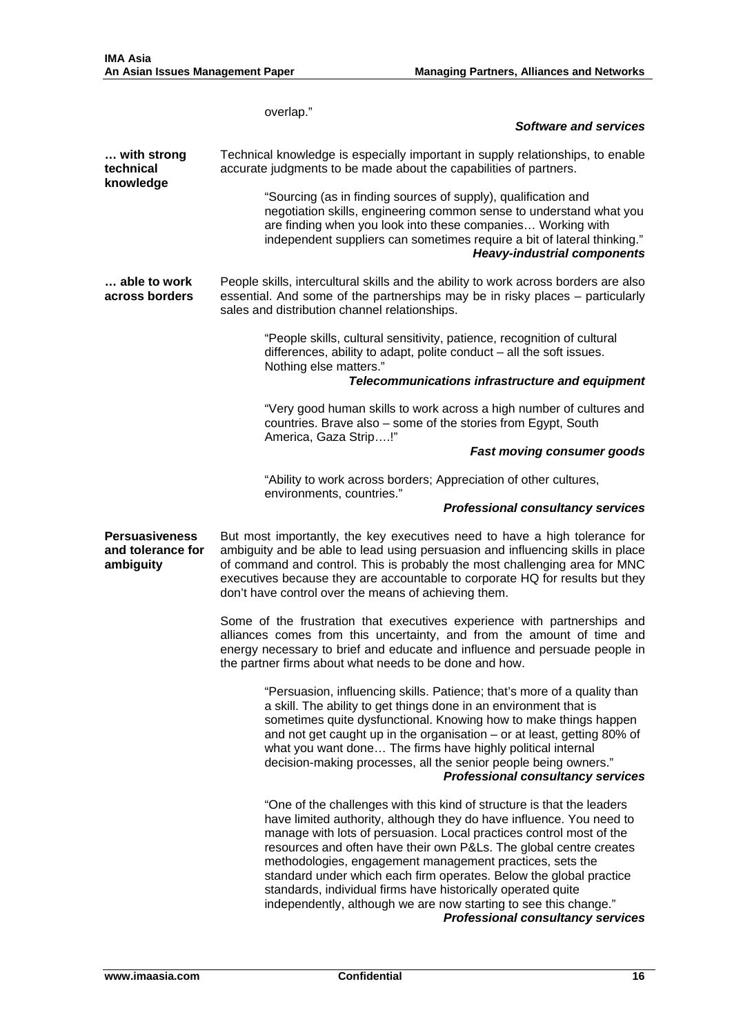overlap."

***Software and services***

**… with strong technical knowledge**

Technical knowledge is especially important in supply relationships, to enable accurate judgments to be made about the capabilities of partners.

> "Sourcing (as in finding sources of supply), qualification and negotiation skills, engineering common sense to understand what you are finding when you look into these companies… Working with independent suppliers can sometimes require a bit of lateral thinking."
>
> ***Heavy-industrial components***

**… able to work across borders**

People skills, intercultural skills and the ability to work across borders are also essential. And some of the partnerships may be in risky places – particularly sales and distribution channel relationships.

> "People skills, cultural sensitivity, patience, recognition of cultural differences, ability to adapt, polite conduct – all the soft issues. Nothing else matters."
>
> ***Telecommunications infrastructure and equipment***

> "Very good human skills to work across a high number of cultures and countries. Brave also – some of the stories from Egypt, South America, Gaza Strip….!"
>
> ***Fast moving consumer goods***

> "Ability to work across borders; Appreciation of other cultures, environments, countries."
>
> ***Professional consultancy services***

**Persuasiveness and tolerance for ambiguity**

But most importantly, the key executives need to have a high tolerance for ambiguity and be able to lead using persuasion and influencing skills in place of command and control. This is probably the most challenging area for MNC executives because they are accountable to corporate HQ for results but they don't have control over the means of achieving them.

Some of the frustration that executives experience with partnerships and alliances comes from this uncertainty, and from the amount of time and energy necessary to brief and educate and influence and persuade people in the partner firms about what needs to be done and how.

> "Persuasion, influencing skills. Patience; that's more of a quality than a skill. The ability to get things done in an environment that is sometimes quite dysfunctional. Knowing how to make things happen and not get caught up in the organisation – or at least, getting 80% of what you want done… The firms have highly political internal decision-making processes, all the senior people being owners."
>
> ***Professional consultancy services***

> "One of the challenges with this kind of structure is that the leaders have limited authority, although they do have influence. You need to manage with lots of persuasion. Local practices control most of the resources and often have their own P&Ls. The global centre creates methodologies, engagement management practices, sets the standard under which each firm operates. Below the global practice standards, individual firms have historically operated quite independently, although we are now starting to see this change."
>
> ***Professional consultancy services***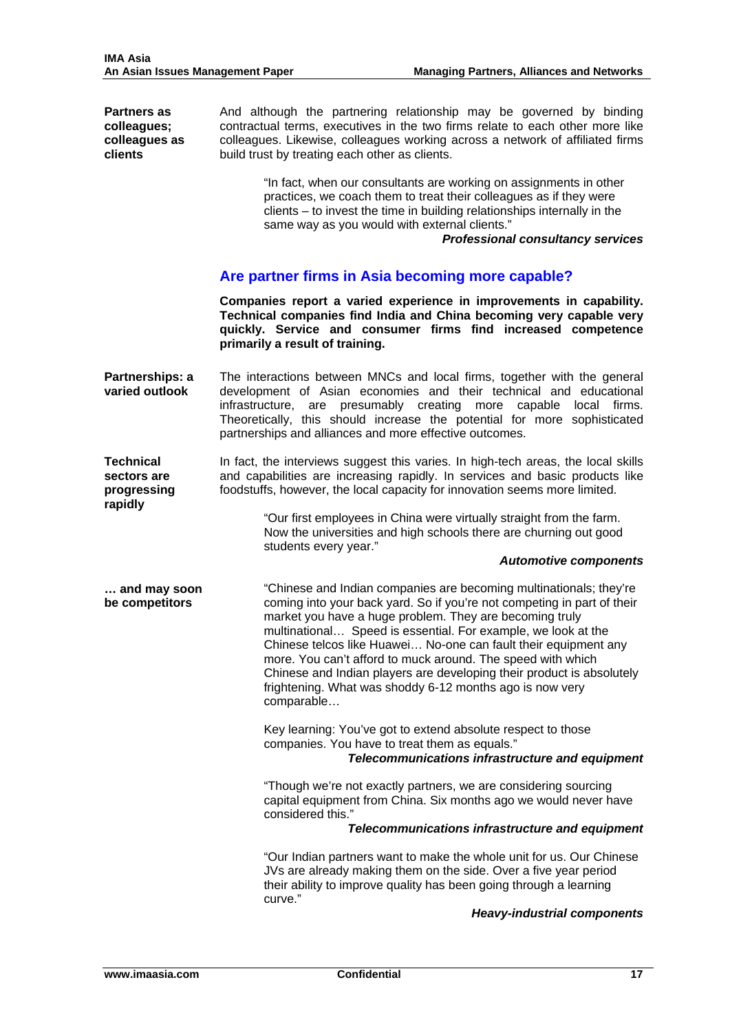**Partners as colleagues; colleagues as clients**

And although the partnering relationship may be governed by binding contractual terms, executives in the two firms relate to each other more like colleagues. Likewise, colleagues working across a network of affiliated firms build trust by treating each other as clients.

> "In fact, when our consultants are working on assignments in other practices, we coach them to treat their colleagues as if they were clients – to invest the time in building relationships internally in the same way as you would with external clients."
>
> ***Professional consultancy services***

## Are partner firms in Asia becoming more capable?

**Companies report a varied experience in improvements in capability. Technical companies find India and China becoming very capable very quickly. Service and consumer firms find increased competence primarily a result of training.**

**Partnerships: a varied outlook**

The interactions between MNCs and local firms, together with the general development of Asian economies and their technical and educational infrastructure, are presumably creating more capable local firms. Theoretically, this should increase the potential for more sophisticated partnerships and alliances and more effective outcomes.

**Technical sectors are progressing rapidly**

In fact, the interviews suggest this varies. In high-tech areas, the local skills and capabilities are increasing rapidly. In services and basic products like foodstuffs, however, the local capacity for innovation seems more limited.

> "Our first employees in China were virtually straight from the farm. Now the universities and high schools there are churning out good students every year."
>
> ***Automotive components***

**… and may soon be competitors**

> "Chinese and Indian companies are becoming multinationals; they're coming into your back yard. So if you're not competing in part of their market you have a huge problem. They are becoming truly multinational… Speed is essential. For example, we look at the Chinese telcos like Huawei… No-one can fault their equipment any more. You can't afford to muck around. The speed with which Chinese and Indian players are developing their product is absolutely frightening. What was shoddy 6-12 months ago is now very comparable…
>
> Key learning: You've got to extend absolute respect to those companies. You have to treat them as equals."
>
> ***Telecommunications infrastructure and equipment***

> "Though we're not exactly partners, we are considering sourcing capital equipment from China. Six months ago we would never have considered this."
>
> ***Telecommunications infrastructure and equipment***

> "Our Indian partners want to make the whole unit for us. Our Chinese JVs are already making them on the side. Over a five year period their ability to improve quality has been going through a learning curve."
>
> ***Heavy-industrial components***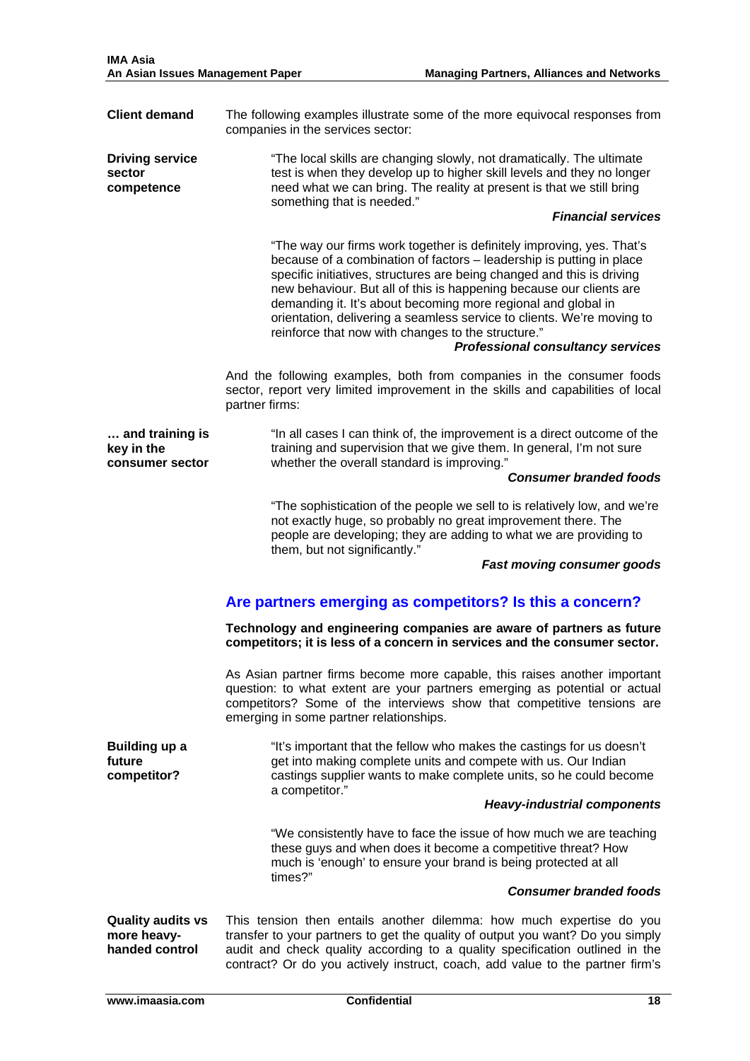**Client demand** The following examples illustrate some of the more equivocal responses from companies in the services sector:

**Driving service sector competence**

> "The local skills are changing slowly, not dramatically. The ultimate test is when they develop up to higher skill levels and they no longer need what we can bring. The reality at present is that we still bring something that is needed."
>
> ***Financial services***

> "The way our firms work together is definitely improving, yes. That's because of a combination of factors – leadership is putting in place specific initiatives, structures are being changed and this is driving new behaviour. But all of this is happening because our clients are demanding it. It's about becoming more regional and global in orientation, delivering a seamless service to clients. We're moving to reinforce that now with changes to the structure."
>
> ***Professional consultancy services***

And the following examples, both from companies in the consumer foods sector, report very limited improvement in the skills and capabilities of local partner firms:

**… and training is key in the consumer sector**

> "In all cases I can think of, the improvement is a direct outcome of the training and supervision that we give them. In general, I'm not sure whether the overall standard is improving."
>
> ***Consumer branded foods***

> "The sophistication of the people we sell to is relatively low, and we're not exactly huge, so probably no great improvement there. The people are developing; they are adding to what we are providing to them, but not significantly."
>
> ***Fast moving consumer goods***

## Are partners emerging as competitors? Is this a concern?

**Technology and engineering companies are aware of partners as future competitors; it is less of a concern in services and the consumer sector.**

As Asian partner firms become more capable, this raises another important question: to what extent are your partners emerging as potential or actual competitors? Some of the interviews show that competitive tensions are emerging in some partner relationships.

**Building up a future competitor?**

> "It's important that the fellow who makes the castings for us doesn't get into making complete units and compete with us. Our Indian castings supplier wants to make complete units, so he could become a competitor."
>
> ***Heavy-industrial components***

> "We consistently have to face the issue of how much we are teaching these guys and when does it become a competitive threat? How much is 'enough' to ensure your brand is being protected at all times?"
>
> ***Consumer branded foods***

**Quality audits vs more heavy-handed control** This tension then entails another dilemma: how much expertise do you transfer to your partners to get the quality of output you want? Do you simply audit and check quality according to a quality specification outlined in the contract? Or do you actively instruct, coach, add value to the partner firm's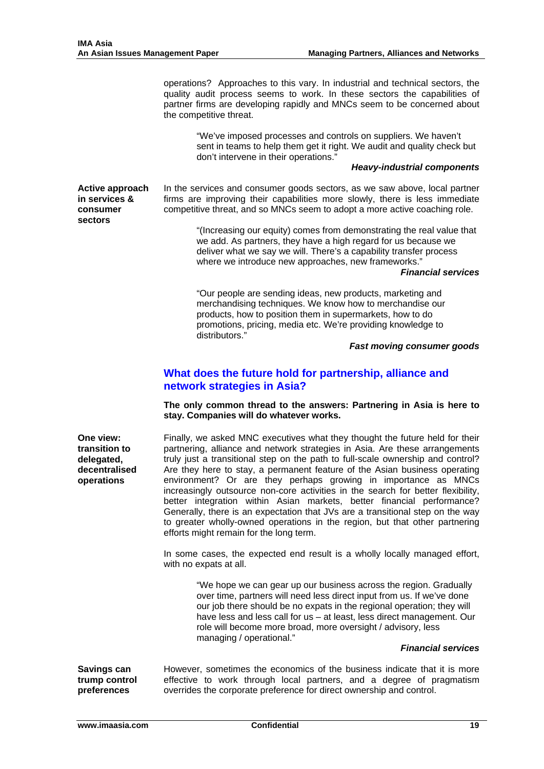operations? Approaches to this vary. In industrial and technical sectors, the quality audit process seems to work. In these sectors the capabilities of partner firms are developing rapidly and MNCs seem to be concerned about the competitive threat.

> "We've imposed processes and controls on suppliers. We haven't sent in teams to help them get it right. We audit and quality check but don't intervene in their operations."
>
> ***Heavy-industrial components***

**Active approach in services & consumer sectors**

In the services and consumer goods sectors, as we saw above, local partner firms are improving their capabilities more slowly, there is less immediate competitive threat, and so MNCs seem to adopt a more active coaching role.

> "(Increasing our equity) comes from demonstrating the real value that we add. As partners, they have a high regard for us because we deliver what we say we will. There's a capability transfer process where we introduce new approaches, new frameworks."
>
> ***Financial services***

> "Our people are sending ideas, new products, marketing and merchandising techniques. We know how to merchandise our products, how to position them in supermarkets, how to do promotions, pricing, media etc. We're providing knowledge to distributors."
>
> ***Fast moving consumer goods***

## What does the future hold for partnership, alliance and network strategies in Asia?

**The only common thread to the answers: Partnering in Asia is here to stay. Companies will do whatever works.**

**One view: transition to delegated, decentralised operations**

Finally, we asked MNC executives what they thought the future held for their partnering, alliance and network strategies in Asia. Are these arrangements truly just a transitional step on the path to full-scale ownership and control? Are they here to stay, a permanent feature of the Asian business operating environment? Or are they perhaps growing in importance as MNCs increasingly outsource non-core activities in the search for better flexibility, better integration within Asian markets, better financial performance? Generally, there is an expectation that JVs are a transitional step on the way to greater wholly-owned operations in the region, but that other partnering efforts might remain for the long term.

In some cases, the expected end result is a wholly locally managed effort, with no expats at all.

> "We hope we can gear up our business across the region. Gradually over time, partners will need less direct input from us. If we've done our job there should be no expats in the regional operation; they will have less and less call for us – at least, less direct management. Our role will become more broad, more oversight / advisory, less managing / operational."
>
> ***Financial services***

**Savings can trump control preferences**

However, sometimes the economics of the business indicate that it is more effective to work through local partners, and a degree of pragmatism overrides the corporate preference for direct ownership and control.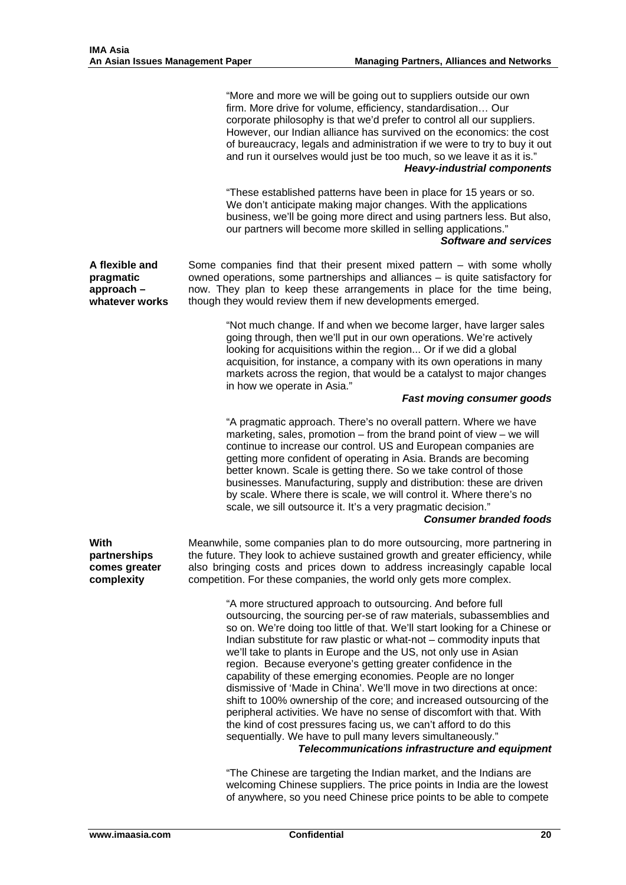"More and more we will be going out to suppliers outside our own firm. More drive for volume, efficiency, standardisation… Our corporate philosophy is that we'd prefer to control all our suppliers. However, our Indian alliance has survived on the economics: the cost of bureaucracy, legals and administration if we were to try to buy it out and run it ourselves would just be too much, so we leave it as it is."
***Heavy-industrial components***

"These established patterns have been in place for 15 years or so. We don't anticipate making major changes. With the applications business, we'll be going more direct and using partners less. But also, our partners will become more skilled in selling applications."
***Software and services***

**A flexible and pragmatic approach – whatever works**

Some companies find that their present mixed pattern – with some wholly owned operations, some partnerships and alliances – is quite satisfactory for now. They plan to keep these arrangements in place for the time being, though they would review them if new developments emerged.

"Not much change. If and when we become larger, have larger sales going through, then we'll put in our own operations. We're actively looking for acquisitions within the region... Or if we did a global acquisition, for instance, a company with its own operations in many markets across the region, that would be a catalyst to major changes in how we operate in Asia."
***Fast moving consumer goods***

"A pragmatic approach. There's no overall pattern. Where we have marketing, sales, promotion – from the brand point of view – we will continue to increase our control. US and European companies are getting more confident of operating in Asia. Brands are becoming better known. Scale is getting there. So we take control of those businesses. Manufacturing, supply and distribution: these are driven by scale. Where there is scale, we will control it. Where there's no scale, we sill outsource it. It's a very pragmatic decision."
***Consumer branded foods***

**With partnerships comes greater complexity**

Meanwhile, some companies plan to do more outsourcing, more partnering in the future. They look to achieve sustained growth and greater efficiency, while also bringing costs and prices down to address increasingly capable local competition. For these companies, the world only gets more complex.

"A more structured approach to outsourcing. And before full outsourcing, the sourcing per-se of raw materials, subassemblies and so on. We're doing too little of that. We'll start looking for a Chinese or Indian substitute for raw plastic or what-not – commodity inputs that we'll take to plants in Europe and the US, not only use in Asian region. Because everyone's getting greater confidence in the capability of these emerging economies. People are no longer dismissive of 'Made in China'. We'll move in two directions at once: shift to 100% ownership of the core; and increased outsourcing of the peripheral activities. We have no sense of discomfort with that. With the kind of cost pressures facing us, we can't afford to do this sequentially. We have to pull many levers simultaneously."
***Telecommunications infrastructure and equipment***

"The Chinese are targeting the Indian market, and the Indians are welcoming Chinese suppliers. The price points in India are the lowest of anywhere, so you need Chinese price points to be able to compete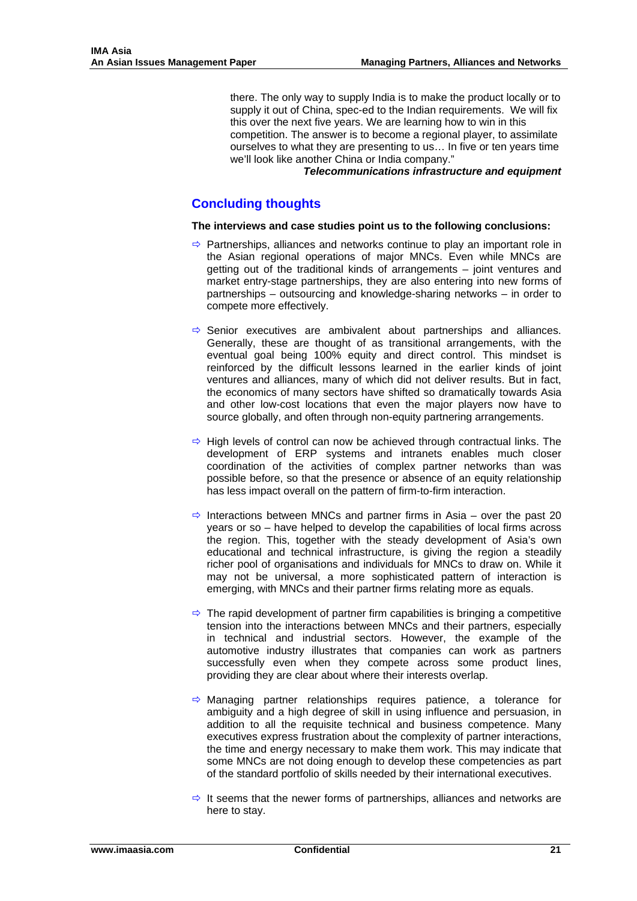there. The only way to supply India is to make the product locally or to supply it out of China, spec-ed to the Indian requirements. We will fix this over the next five years. We are learning how to win in this competition. The answer is to become a regional player, to assimilate ourselves to what they are presenting to us… In five or ten years time we'll look like another China or India company."

***Telecommunications infrastructure and equipment***

## Concluding thoughts

**The interviews and case studies point us to the following conclusions:**

- Partnerships, alliances and networks continue to play an important role in the Asian regional operations of major MNCs. Even while MNCs are getting out of the traditional kinds of arrangements – joint ventures and market entry-stage partnerships, they are also entering into new forms of partnerships – outsourcing and knowledge-sharing networks – in order to compete more effectively.

- Senior executives are ambivalent about partnerships and alliances. Generally, these are thought of as transitional arrangements, with the eventual goal being 100% equity and direct control. This mindset is reinforced by the difficult lessons learned in the earlier kinds of joint ventures and alliances, many of which did not deliver results. But in fact, the economics of many sectors have shifted so dramatically towards Asia and other low-cost locations that even the major players now have to source globally, and often through non-equity partnering arrangements.

- High levels of control can now be achieved through contractual links. The development of ERP systems and intranets enables much closer coordination of the activities of complex partner networks than was possible before, so that the presence or absence of an equity relationship has less impact overall on the pattern of firm-to-firm interaction.

- Interactions between MNCs and partner firms in Asia – over the past 20 years or so – have helped to develop the capabilities of local firms across the region. This, together with the steady development of Asia's own educational and technical infrastructure, is giving the region a steadily richer pool of organisations and individuals for MNCs to draw on. While it may not be universal, a more sophisticated pattern of interaction is emerging, with MNCs and their partner firms relating more as equals.

- The rapid development of partner firm capabilities is bringing a competitive tension into the interactions between MNCs and their partners, especially in technical and industrial sectors. However, the example of the automotive industry illustrates that companies can work as partners successfully even when they compete across some product lines, providing they are clear about where their interests overlap.

- Managing partner relationships requires patience, a tolerance for ambiguity and a high degree of skill in using influence and persuasion, in addition to all the requisite technical and business competence. Many executives express frustration about the complexity of partner interactions, the time and energy necessary to make them work. This may indicate that some MNCs are not doing enough to develop these competencies as part of the standard portfolio of skills needed by their international executives.

- It seems that the newer forms of partnerships, alliances and networks are here to stay.